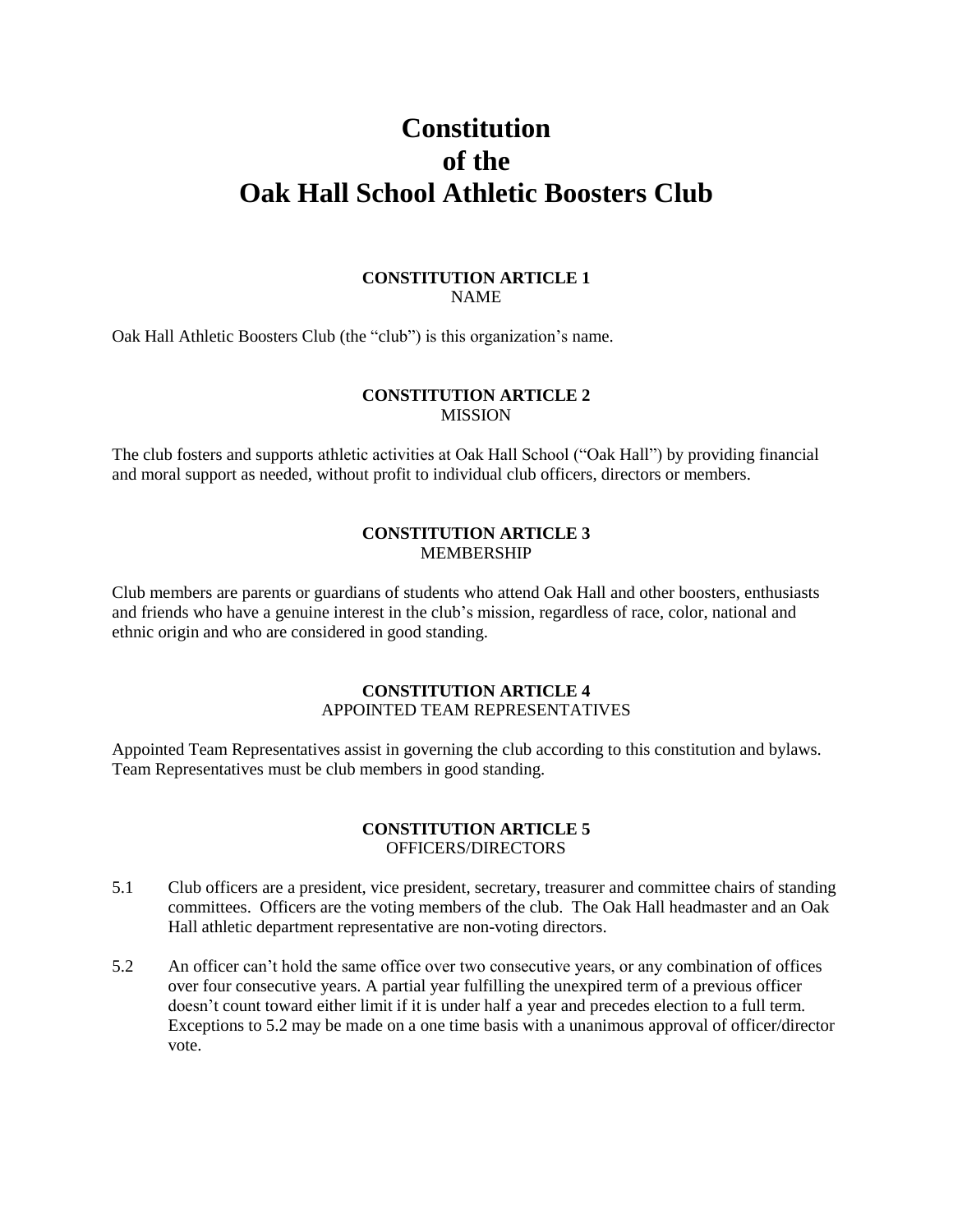# Constitution of the Oak Hall School Athletic Boosters Club

## CONSTITUTION ARTICLE 1
NAME

Oak Hall Athletic Boosters Club (the "club") is this organization's name.

## CONSTITUTION ARTICLE 2
MISSION

The club fosters and supports athletic activities at Oak Hall School ("Oak Hall") by providing financial and moral support as needed, without profit to individual club officers, directors or members.

## CONSTITUTION ARTICLE 3
MEMBERSHIP

Club members are parents or guardians of students who attend Oak Hall and other boosters, enthusiasts and friends who have a genuine interest in the club's mission, regardless of race, color, national and ethnic origin and who are considered in good standing.

## CONSTITUTION ARTICLE 4
APPOINTED TEAM REPRESENTATIVES

Appointed Team Representatives assist in governing the club according to this constitution and bylaws. Team Representatives must be club members in good standing.

## CONSTITUTION ARTICLE 5
OFFICERS/DIRECTORS

5.1 Club officers are a president, vice president, secretary, treasurer and committee chairs of standing committees. Officers are the voting members of the club. The Oak Hall headmaster and an Oak Hall athletic department representative are non-voting directors.

5.2 An officer can't hold the same office over two consecutive years, or any combination of offices over four consecutive years. A partial year fulfilling the unexpired term of a previous officer doesn't count toward either limit if it is under half a year and precedes election to a full term. Exceptions to 5.2 may be made on a one time basis with a unanimous approval of officer/director vote.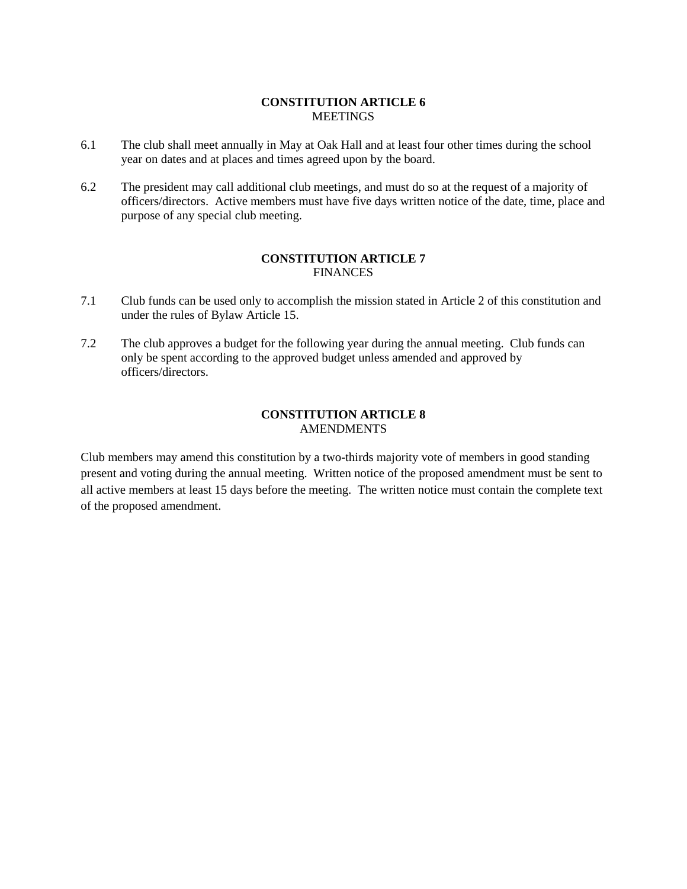## CONSTITUTION ARTICLE 6
MEETINGS

6.1 The club shall meet annually in May at Oak Hall and at least four other times during the school year on dates and at places and times agreed upon by the board.

6.2 The president may call additional club meetings, and must do so at the request of a majority of officers/directors. Active members must have five days written notice of the date, time, place and purpose of any special club meeting.

## CONSTITUTION ARTICLE 7
FINANCES

7.1 Club funds can be used only to accomplish the mission stated in Article 2 of this constitution and under the rules of Bylaw Article 15.

7.2 The club approves a budget for the following year during the annual meeting. Club funds can only be spent according to the approved budget unless amended and approved by officers/directors.

## CONSTITUTION ARTICLE 8
AMENDMENTS

Club members may amend this constitution by a two-thirds majority vote of members in good standing present and voting during the annual meeting. Written notice of the proposed amendment must be sent to all active members at least 15 days before the meeting. The written notice must contain the complete text of the proposed amendment.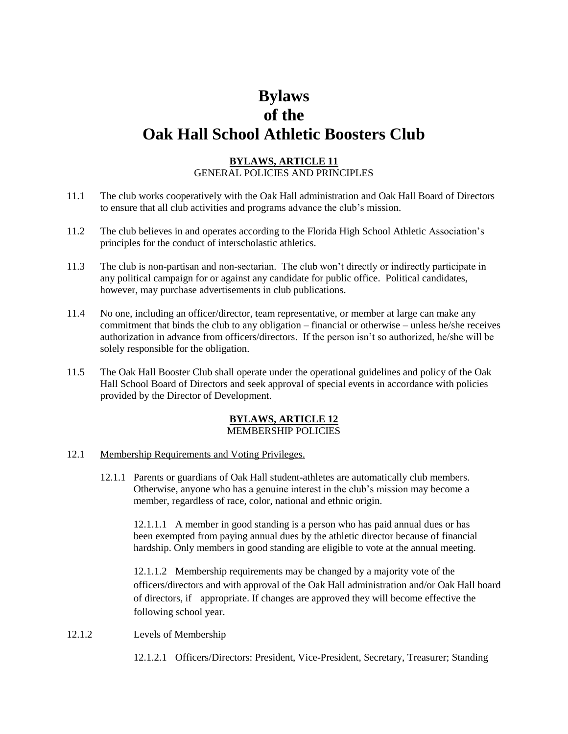# Bylaws of the Oak Hall School Athletic Boosters Club

## BYLAWS, ARTICLE 11
GENERAL POLICIES AND PRINCIPLES

11.1 The club works cooperatively with the Oak Hall administration and Oak Hall Board of Directors to ensure that all club activities and programs advance the club's mission.

11.2 The club believes in and operates according to the Florida High School Athletic Association's principles for the conduct of interscholastic athletics.

11.3 The club is non-partisan and non-sectarian. The club won't directly or indirectly participate in any political campaign for or against any candidate for public office. Political candidates, however, may purchase advertisements in club publications.

11.4 No one, including an officer/director, team representative, or member at large can make any commitment that binds the club to any obligation – financial or otherwise – unless he/she receives authorization in advance from officers/directors. If the person isn't so authorized, he/she will be solely responsible for the obligation.

11.5 The Oak Hall Booster Club shall operate under the operational guidelines and policy of the Oak Hall School Board of Directors and seek approval of special events in accordance with policies provided by the Director of Development.

## BYLAWS, ARTICLE 12
MEMBERSHIP POLICIES

12.1 Membership Requirements and Voting Privileges.

12.1.1 Parents or guardians of Oak Hall student-athletes are automatically club members. Otherwise, anyone who has a genuine interest in the club's mission may become a member, regardless of race, color, national and ethnic origin.

12.1.1.1 A member in good standing is a person who has paid annual dues or has been exempted from paying annual dues by the athletic director because of financial hardship. Only members in good standing are eligible to vote at the annual meeting.

12.1.1.2 Membership requirements may be changed by a majority vote of the officers/directors and with approval of the Oak Hall administration and/or Oak Hall board of directors, if appropriate. If changes are approved they will become effective the following school year.

12.1.2 Levels of Membership

12.1.2.1 Officers/Directors: President, Vice-President, Secretary, Treasurer; Standing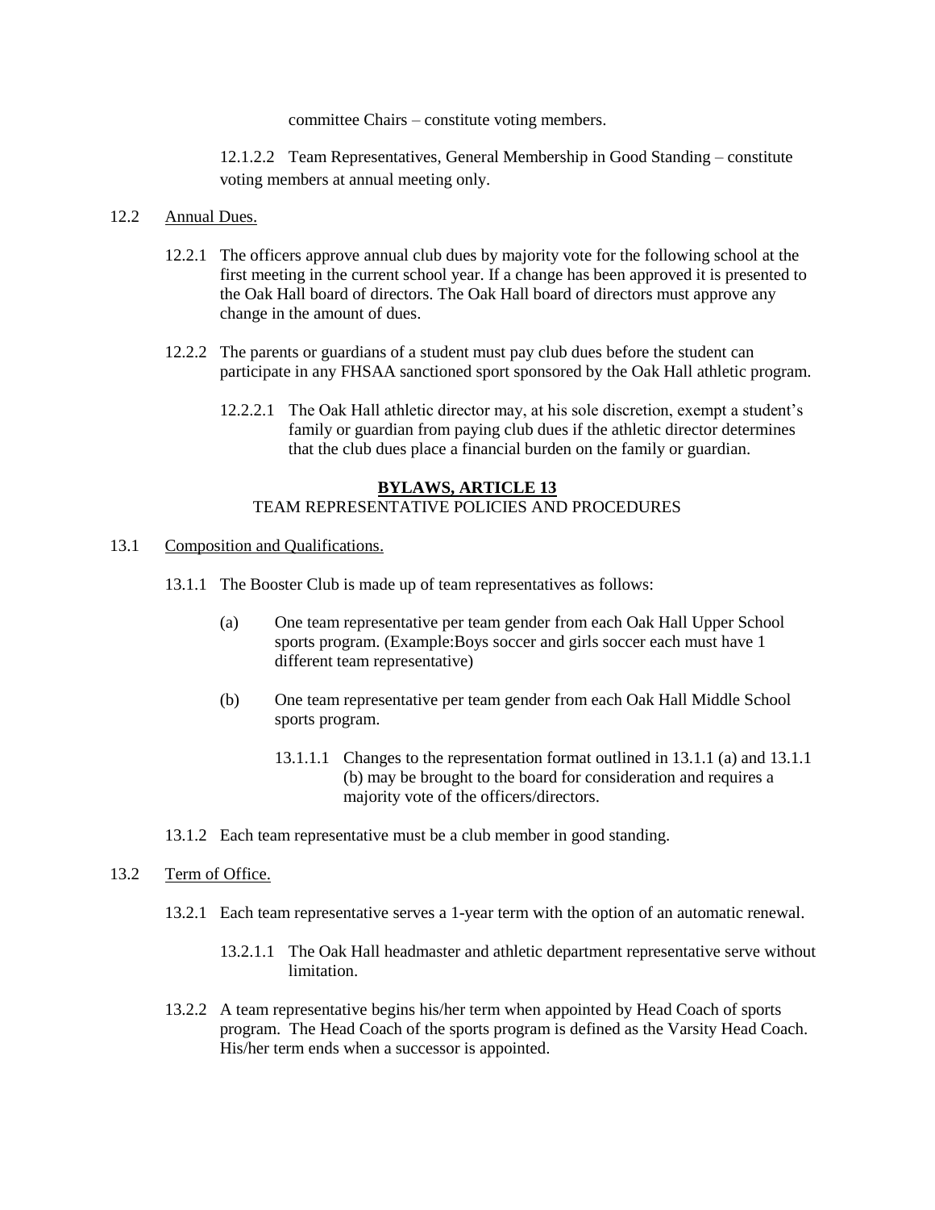committee Chairs – constitute voting members.

12.1.2.2 Team Representatives, General Membership in Good Standing – constitute voting members at annual meeting only.

12.2 Annual Dues.

12.2.1 The officers approve annual club dues by majority vote for the following school at the first meeting in the current school year. If a change has been approved it is presented to the Oak Hall board of directors. The Oak Hall board of directors must approve any change in the amount of dues.

12.2.2 The parents or guardians of a student must pay club dues before the student can participate in any FHSAA sanctioned sport sponsored by the Oak Hall athletic program.

12.2.2.1 The Oak Hall athletic director may, at his sole discretion, exempt a student's family or guardian from paying club dues if the athletic director determines that the club dues place a financial burden on the family or guardian.

## BYLAWS, ARTICLE 13
TEAM REPRESENTATIVE POLICIES AND PROCEDURES

13.1 Composition and Qualifications.

13.1.1 The Booster Club is made up of team representatives as follows:

(a) One team representative per team gender from each Oak Hall Upper School sports program. (Example:Boys soccer and girls soccer each must have 1 different team representative)

(b) One team representative per team gender from each Oak Hall Middle School sports program.

13.1.1.1 Changes to the representation format outlined in 13.1.1 (a) and 13.1.1 (b) may be brought to the board for consideration and requires a majority vote of the officers/directors.

13.1.2 Each team representative must be a club member in good standing.

13.2 Term of Office.

13.2.1 Each team representative serves a 1-year term with the option of an automatic renewal.

13.2.1.1 The Oak Hall headmaster and athletic department representative serve without limitation.

13.2.2 A team representative begins his/her term when appointed by Head Coach of sports program. The Head Coach of the sports program is defined as the Varsity Head Coach. His/her term ends when a successor is appointed.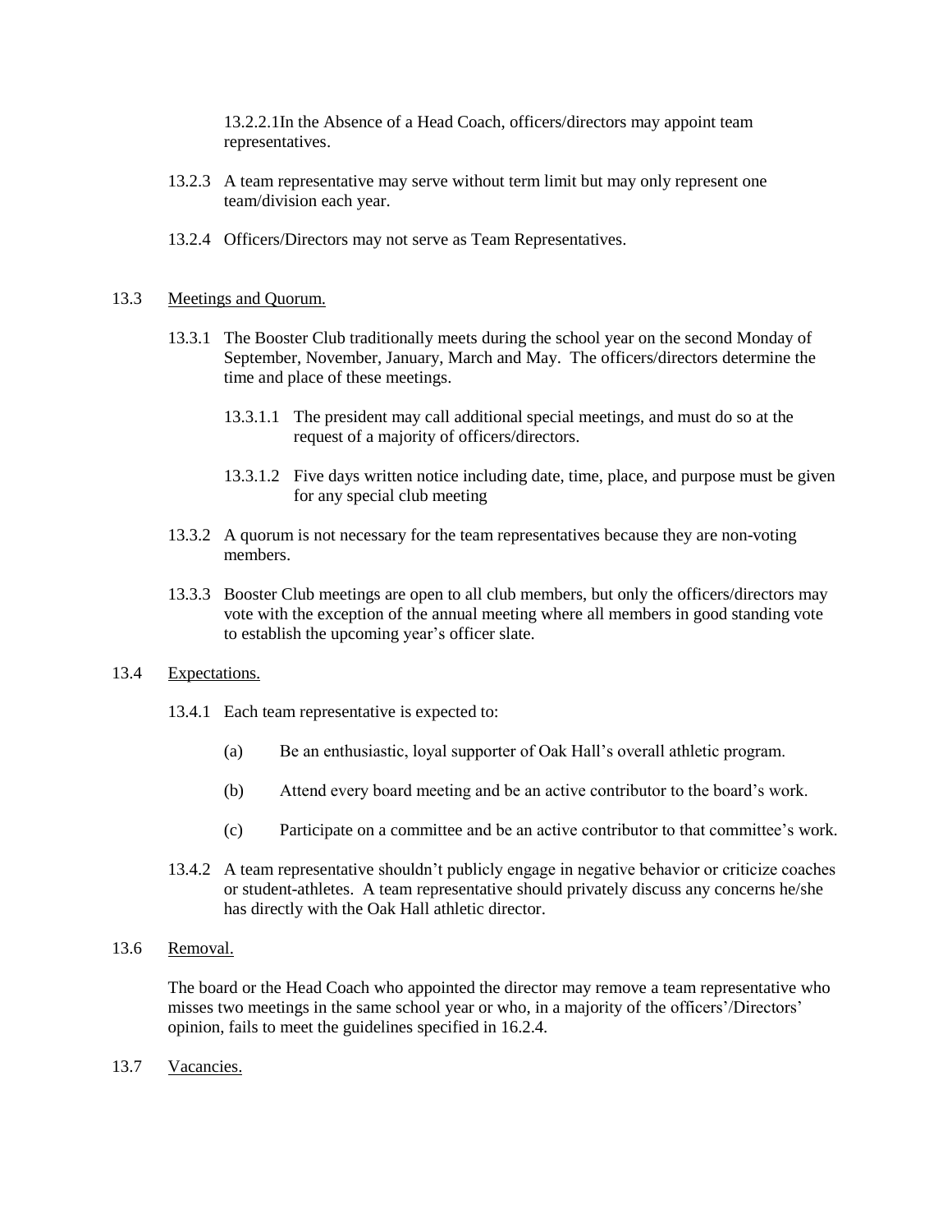13.2.2.1In the Absence of a Head Coach, officers/directors may appoint team representatives.

13.2.3 A team representative may serve without term limit but may only represent one team/division each year.

13.2.4 Officers/Directors may not serve as Team Representatives.

13.3 Meetings and Quorum.

13.3.1 The Booster Club traditionally meets during the school year on the second Monday of September, November, January, March and May. The officers/directors determine the time and place of these meetings.

13.3.1.1 The president may call additional special meetings, and must do so at the request of a majority of officers/directors.

13.3.1.2 Five days written notice including date, time, place, and purpose must be given for any special club meeting

13.3.2 A quorum is not necessary for the team representatives because they are non-voting members.

13.3.3 Booster Club meetings are open to all club members, but only the officers/directors may vote with the exception of the annual meeting where all members in good standing vote to establish the upcoming year's officer slate.

13.4 Expectations.

13.4.1 Each team representative is expected to:

(a) Be an enthusiastic, loyal supporter of Oak Hall's overall athletic program.

(b) Attend every board meeting and be an active contributor to the board's work.

(c) Participate on a committee and be an active contributor to that committee's work.

13.4.2 A team representative shouldn't publicly engage in negative behavior or criticize coaches or student-athletes. A team representative should privately discuss any concerns he/she has directly with the Oak Hall athletic director.

13.6 Removal.

The board or the Head Coach who appointed the director may remove a team representative who misses two meetings in the same school year or who, in a majority of the officers'/Directors' opinion, fails to meet the guidelines specified in 16.2.4.

13.7 Vacancies.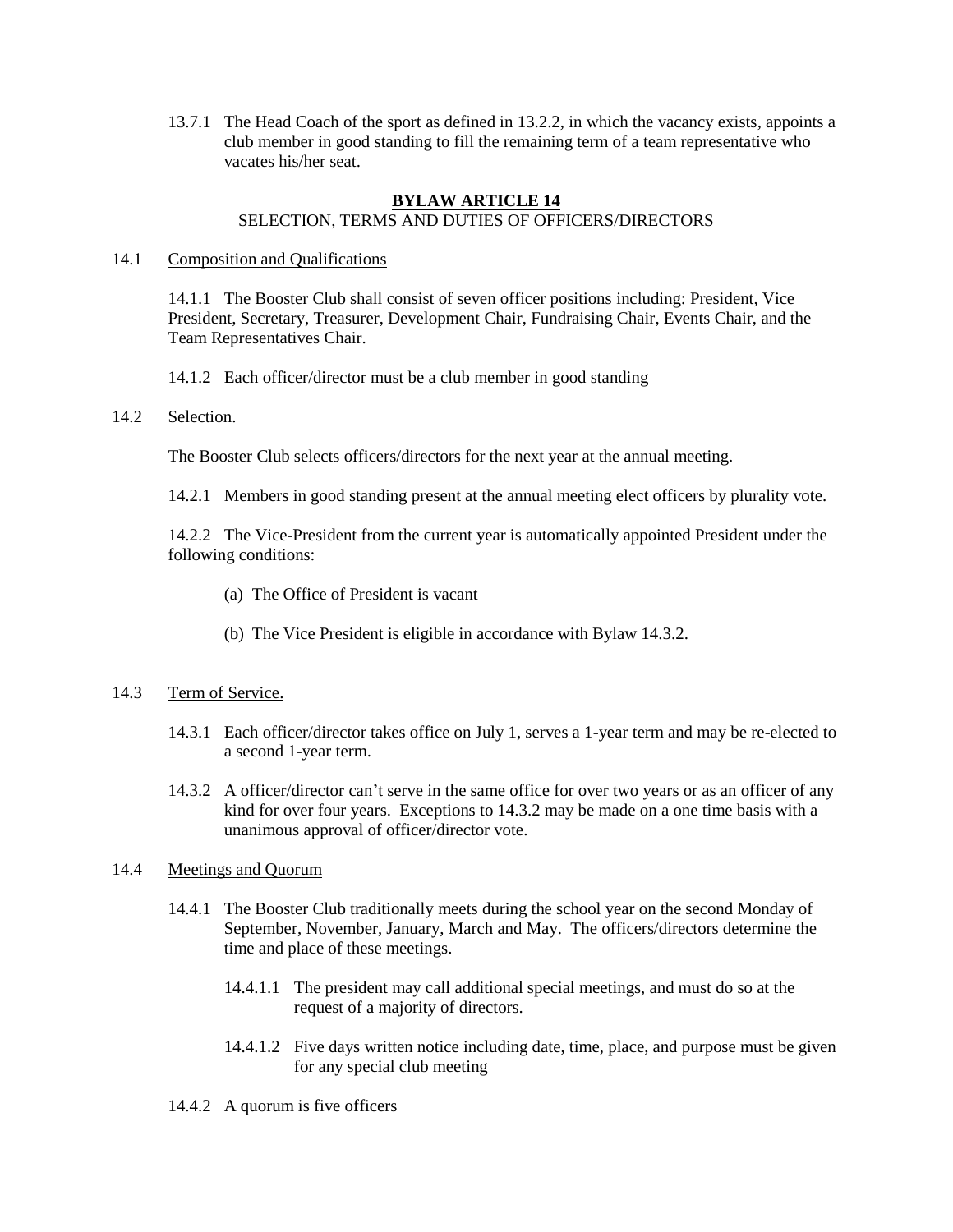13.7.1 The Head Coach of the sport as defined in 13.2.2, in which the vacancy exists, appoints a club member in good standing to fill the remaining term of a team representative who vacates his/her seat.

## BYLAW ARTICLE 14

### SELECTION, TERMS AND DUTIES OF OFFICERS/DIRECTORS

14.1 Composition and Qualifications

14.1.1 The Booster Club shall consist of seven officer positions including: President, Vice President, Secretary, Treasurer, Development Chair, Fundraising Chair, Events Chair, and the Team Representatives Chair.

14.1.2 Each officer/director must be a club member in good standing

14.2 Selection.

The Booster Club selects officers/directors for the next year at the annual meeting.

14.2.1 Members in good standing present at the annual meeting elect officers by plurality vote.

14.2.2 The Vice-President from the current year is automatically appointed President under the following conditions:

(a) The Office of President is vacant

(b) The Vice President is eligible in accordance with Bylaw 14.3.2.

14.3 Term of Service.

14.3.1 Each officer/director takes office on July 1, serves a 1-year term and may be re-elected to a second 1-year term.

14.3.2 A officer/director can't serve in the same office for over two years or as an officer of any kind for over four years. Exceptions to 14.3.2 may be made on a one time basis with a unanimous approval of officer/director vote.

14.4 Meetings and Quorum

14.4.1 The Booster Club traditionally meets during the school year on the second Monday of September, November, January, March and May. The officers/directors determine the time and place of these meetings.

14.4.1.1 The president may call additional special meetings, and must do so at the request of a majority of directors.

14.4.1.2 Five days written notice including date, time, place, and purpose must be given for any special club meeting

14.4.2 A quorum is five officers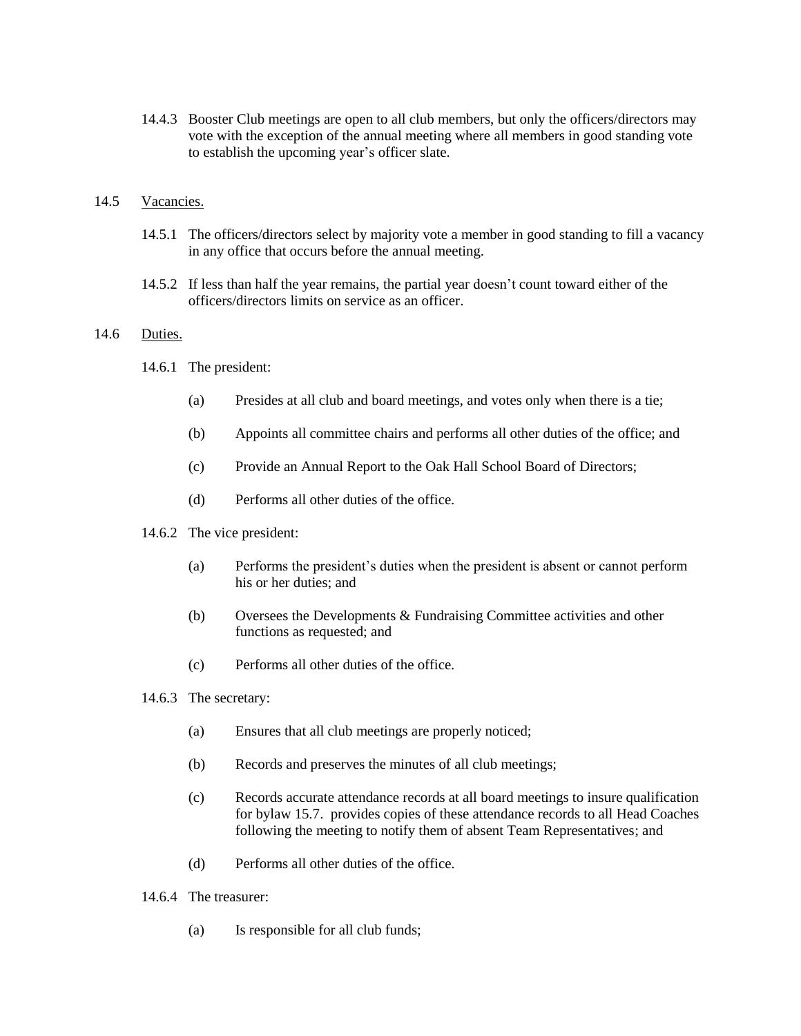14.4.3 Booster Club meetings are open to all club members, but only the officers/directors may vote with the exception of the annual meeting where all members in good standing vote to establish the upcoming year's officer slate.

14.5 Vacancies.

14.5.1 The officers/directors select by majority vote a member in good standing to fill a vacancy in any office that occurs before the annual meeting.

14.5.2 If less than half the year remains, the partial year doesn't count toward either of the officers/directors limits on service as an officer.

14.6 Duties.

14.6.1 The president:

(a) Presides at all club and board meetings, and votes only when there is a tie;

(b) Appoints all committee chairs and performs all other duties of the office; and

(c) Provide an Annual Report to the Oak Hall School Board of Directors;

(d) Performs all other duties of the office.

14.6.2 The vice president:

(a) Performs the president's duties when the president is absent or cannot perform his or her duties; and

(b) Oversees the Developments & Fundraising Committee activities and other functions as requested; and

(c) Performs all other duties of the office.

14.6.3 The secretary:

(a) Ensures that all club meetings are properly noticed;

(b) Records and preserves the minutes of all club meetings;

(c) Records accurate attendance records at all board meetings to insure qualification for bylaw 15.7. provides copies of these attendance records to all Head Coaches following the meeting to notify them of absent Team Representatives; and

(d) Performs all other duties of the office.

14.6.4 The treasurer:

(a) Is responsible for all club funds;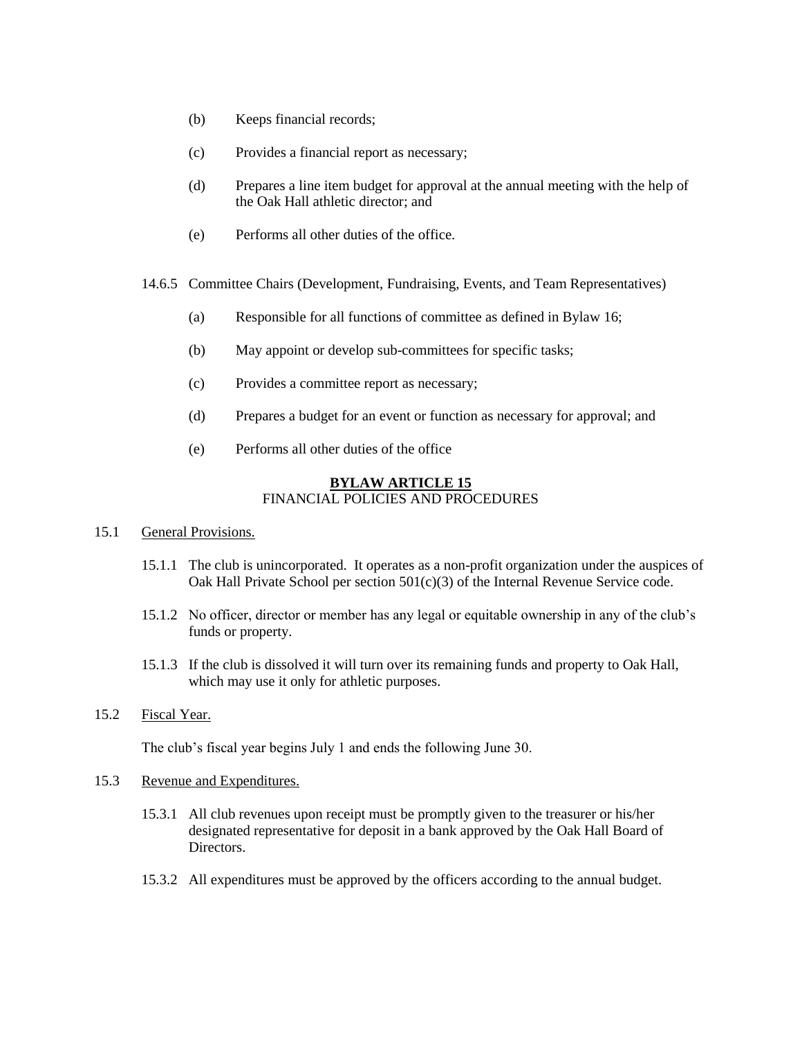(b) Keeps financial records;

(c) Provides a financial report as necessary;

(d) Prepares a line item budget for approval at the annual meeting with the help of the Oak Hall athletic director; and

(e) Performs all other duties of the office.

14.6.5 Committee Chairs (Development, Fundraising, Events, and Team Representatives)

(a) Responsible for all functions of committee as defined in Bylaw 16;

(b) May appoint or develop sub-committees for specific tasks;

(c) Provides a committee report as necessary;

(d) Prepares a budget for an event or function as necessary for approval; and

(e) Performs all other duties of the office

## BYLAW ARTICLE 15
FINANCIAL POLICIES AND PROCEDURES

15.1 General Provisions.

15.1.1 The club is unincorporated. It operates as a non-profit organization under the auspices of Oak Hall Private School per section 501(c)(3) of the Internal Revenue Service code.

15.1.2 No officer, director or member has any legal or equitable ownership in any of the club's funds or property.

15.1.3 If the club is dissolved it will turn over its remaining funds and property to Oak Hall, which may use it only for athletic purposes.

15.2 Fiscal Year.

The club's fiscal year begins July 1 and ends the following June 30.

15.3 Revenue and Expenditures.

15.3.1 All club revenues upon receipt must be promptly given to the treasurer or his/her designated representative for deposit in a bank approved by the Oak Hall Board of Directors.

15.3.2 All expenditures must be approved by the officers according to the annual budget.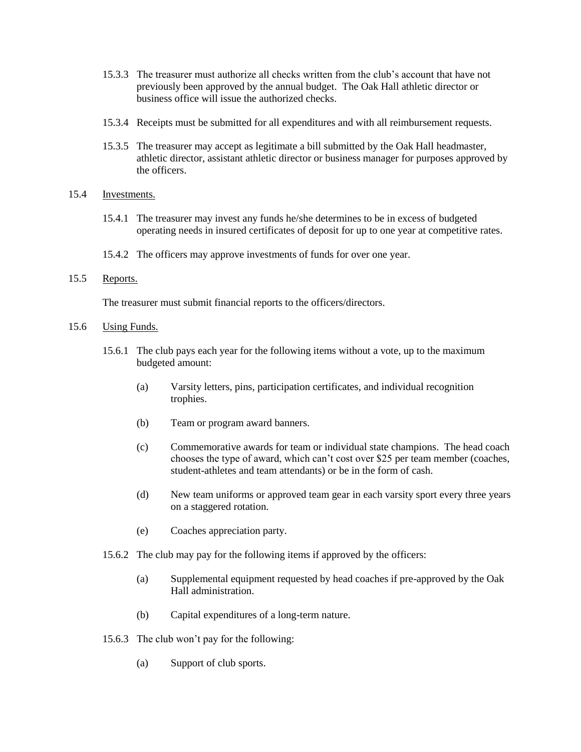15.3.3 The treasurer must authorize all checks written from the club's account that have not previously been approved by the annual budget. The Oak Hall athletic director or business office will issue the authorized checks.

15.3.4 Receipts must be submitted for all expenditures and with all reimbursement requests.

15.3.5 The treasurer may accept as legitimate a bill submitted by the Oak Hall headmaster, athletic director, assistant athletic director or business manager for purposes approved by the officers.

15.4 <u>Investments.</u>

15.4.1 The treasurer may invest any funds he/she determines to be in excess of budgeted operating needs in insured certificates of deposit for up to one year at competitive rates.

15.4.2 The officers may approve investments of funds for over one year.

15.5 <u>Reports.</u>

The treasurer must submit financial reports to the officers/directors.

15.6 <u>Using Funds.</u>

15.6.1 The club pays each year for the following items without a vote, up to the maximum budgeted amount:

(a) Varsity letters, pins, participation certificates, and individual recognition trophies.

(b) Team or program award banners.

(c) Commemorative awards for team or individual state champions. The head coach chooses the type of award, which can't cost over $25 per team member (coaches, student-athletes and team attendants) or be in the form of cash.

(d) New team uniforms or approved team gear in each varsity sport every three years on a staggered rotation.

(e) Coaches appreciation party.

15.6.2 The club may pay for the following items if approved by the officers:

(a) Supplemental equipment requested by head coaches if pre-approved by the Oak Hall administration.

(b) Capital expenditures of a long-term nature.

15.6.3 The club won't pay for the following:

(a) Support of club sports.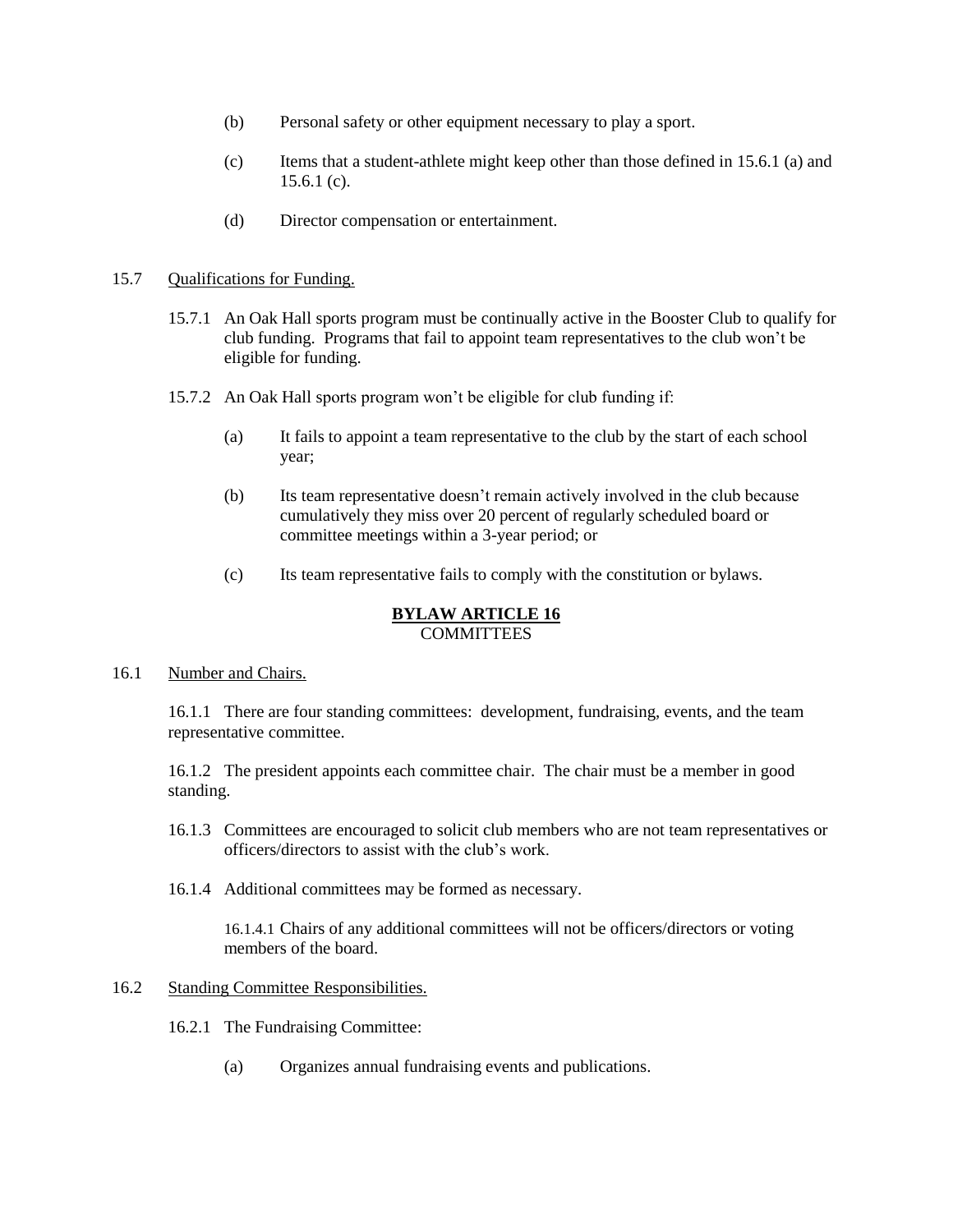(b) Personal safety or other equipment necessary to play a sport.

(c) Items that a student-athlete might keep other than those defined in 15.6.1 (a) and 15.6.1 (c).

(d) Director compensation or entertainment.

15.7 Qualifications for Funding.

15.7.1 An Oak Hall sports program must be continually active in the Booster Club to qualify for club funding. Programs that fail to appoint team representatives to the club won't be eligible for funding.

15.7.2 An Oak Hall sports program won't be eligible for club funding if:

(a) It fails to appoint a team representative to the club by the start of each school year;

(b) Its team representative doesn't remain actively involved in the club because cumulatively they miss over 20 percent of regularly scheduled board or committee meetings within a 3-year period; or

(c) Its team representative fails to comply with the constitution or bylaws.

## BYLAW ARTICLE 16
## COMMITTEES

16.1 Number and Chairs.

16.1.1 There are four standing committees: development, fundraising, events, and the team representative committee.

16.1.2 The president appoints each committee chair. The chair must be a member in good standing.

16.1.3 Committees are encouraged to solicit club members who are not team representatives or officers/directors to assist with the club's work.

16.1.4 Additional committees may be formed as necessary.

16.1.4.1 Chairs of any additional committees will not be officers/directors or voting members of the board.

16.2 Standing Committee Responsibilities.

16.2.1 The Fundraising Committee:

(a) Organizes annual fundraising events and publications.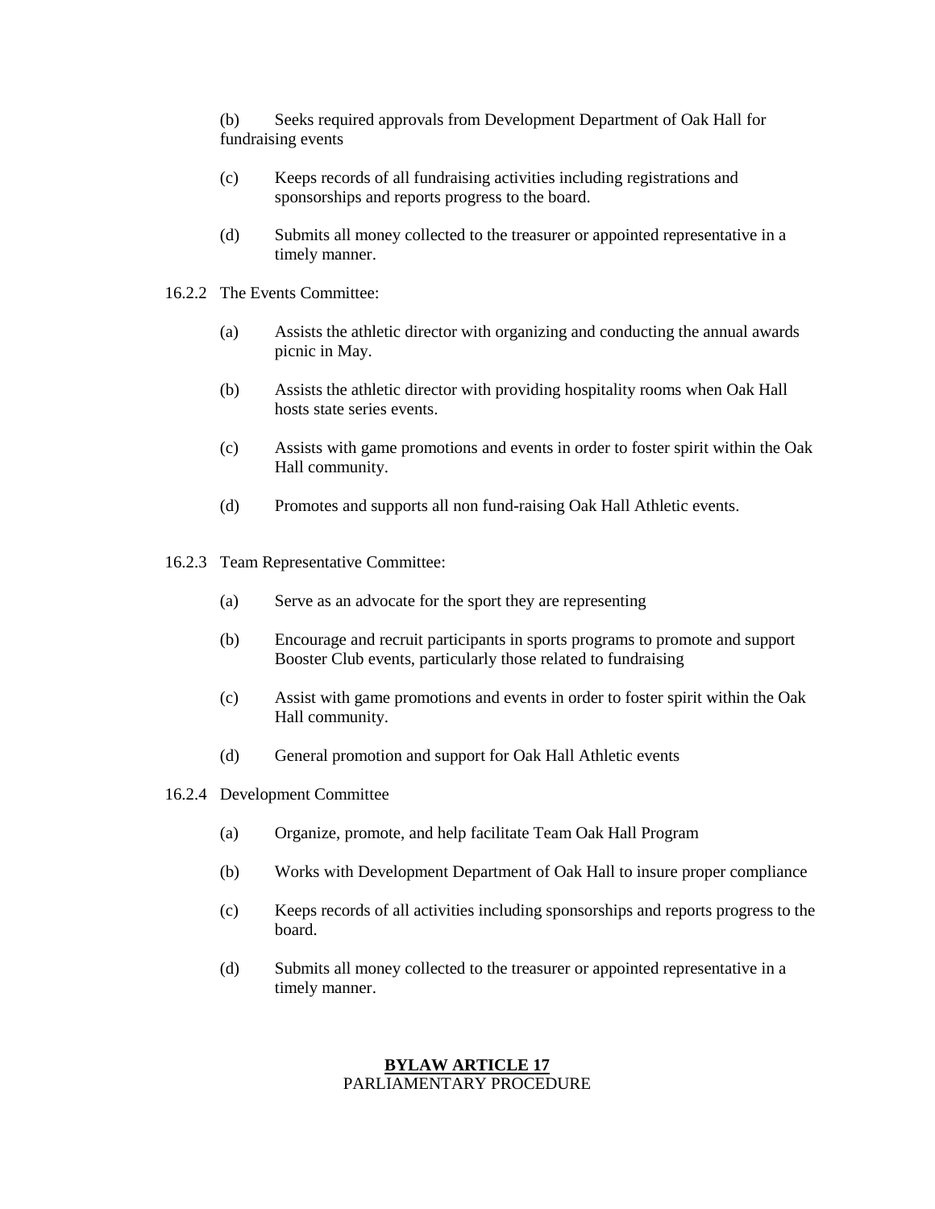(b) Seeks required approvals from Development Department of Oak Hall for fundraising events

(c) Keeps records of all fundraising activities including registrations and sponsorships and reports progress to the board.

(d) Submits all money collected to the treasurer or appointed representative in a timely manner.

16.2.2 The Events Committee:

(a) Assists the athletic director with organizing and conducting the annual awards picnic in May.

(b) Assists the athletic director with providing hospitality rooms when Oak Hall hosts state series events.

(c) Assists with game promotions and events in order to foster spirit within the Oak Hall community.

(d) Promotes and supports all non fund-raising Oak Hall Athletic events.

16.2.3 Team Representative Committee:

(a) Serve as an advocate for the sport they are representing

(b) Encourage and recruit participants in sports programs to promote and support Booster Club events, particularly those related to fundraising

(c) Assist with game promotions and events in order to foster spirit within the Oak Hall community.

(d) General promotion and support for Oak Hall Athletic events

16.2.4 Development Committee

(a) Organize, promote, and help facilitate Team Oak Hall Program

(b) Works with Development Department of Oak Hall to insure proper compliance

(c) Keeps records of all activities including sponsorships and reports progress to the board.

(d) Submits all money collected to the treasurer or appointed representative in a timely manner.

## BYLAW ARTICLE 17
PARLIAMENTARY PROCEDURE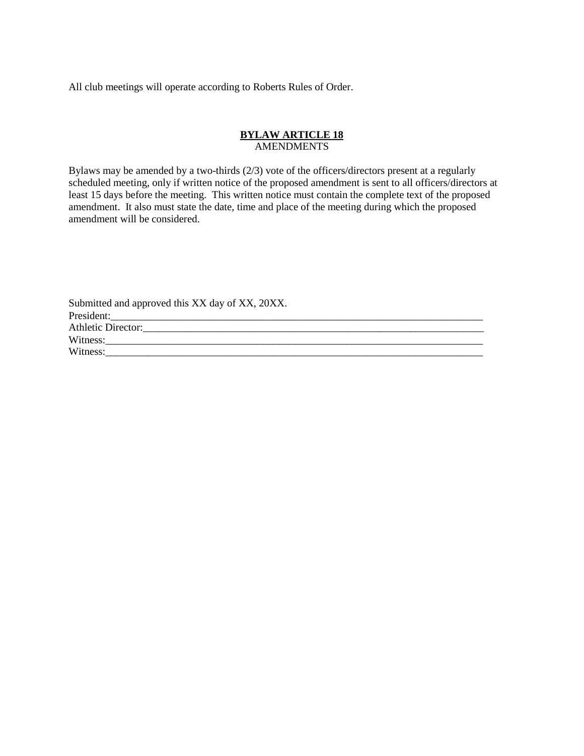All club meetings will operate according to Roberts Rules of Order.

## BYLAW ARTICLE 18
AMENDMENTS

Bylaws may be amended by a two-thirds (2/3) vote of the officers/directors present at a regularly scheduled meeting, only if written notice of the proposed amendment is sent to all officers/directors at least 15 days before the meeting. This written notice must contain the complete text of the proposed amendment. It also must state the date, time and place of the meeting during which the proposed amendment will be considered.

Submitted and approved this XX day of XX, 20XX.
President:___________________________________________________________________________
Athletic Director:_____________________________________________________________________
Witness:____________________________________________________________________________
Witness:____________________________________________________________________________